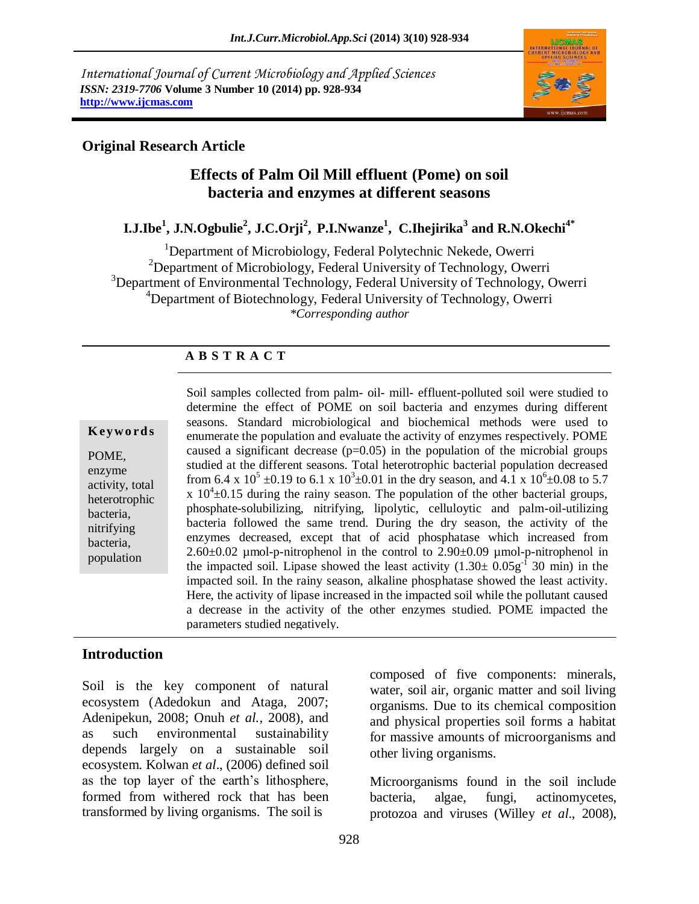International Journal of Current Microbiology and Applied Sciences
*ISSN: 2319-7706* **Volume 3 Number 10 (2014) pp. 928-934**
**http://www.ijcmas.com**

**Original Research Article**

# Effects of Palm Oil Mill effluent (Pome) on soil bacteria and enzymes at different seasons

**I.J.Ibe[1], J.N.Ogbulie[2], J.C.Orji[2], P.I.Nwanze[1], C.Ihejirika[3] and R.N.Okechi[4*]**

[1]Department of Microbiology, Federal Polytechnic Nekede, Owerri
[2]Department of Microbiology, Federal University of Technology, Owerri
[3]Department of Environmental Technology, Federal University of Technology, Owerri
[4]Department of Biotechnology, Federal University of Technology, Owerri
*\*Corresponding author*

## ABSTRACT

**Keywords**

POME, enzyme activity, total heterotrophic bacteria, nitrifying bacteria, population

Soil samples collected from palm- oil- mill- effluent-polluted soil were studied to determine the effect of POME on soil bacteria and enzymes during different seasons. Standard microbiological and biochemical methods were used to enumerate the population and evaluate the activity of enzymes respectively. POME caused a significant decrease (p=0.05) in the population of the microbial groups studied at the different seasons. Total heterotrophic bacterial population decreased from $6.4 \times 10^5 \pm 0.19$ to $6.1 \times 10^3 \pm 0.01$ in the dry season, and $4.1 \times 10^6 \pm 0.08$ to $5.7 \times 10^4 \pm 0.15$ during the rainy season. The population of the other bacterial groups, phosphate-solubilizing, nitrifying, lipolytic, celluloytic and palm-oil-utilizing bacteria followed the same trend. During the dry season, the activity of the enzymes decreased, except that of acid phosphatase which increased from 2.60±0.02 µmol-p-nitrophenol in the control to 2.90±0.09 µmol-p-nitrophenol in the impacted soil. Lipase showed the least activity ($1.30 \pm 0.05 g^{-1}$ 30 min) in the impacted soil. In the rainy season, alkaline phosphatase showed the least activity. Here, the activity of lipase increased in the impacted soil while the pollutant caused a decrease in the activity of the other enzymes studied. POME impacted the parameters studied negatively.

## Introduction

Soil is the key component of natural ecosystem (Adedokun and Ataga, 2007; Adenipekun, 2008; Onuh *et al.,* 2008), and as such environmental sustainability depends largely on a sustainable soil ecosystem. Kolwan *et al*., (2006) defined soil as the top layer of the earth's lithosphere, formed from withered rock that has been transformed by living organisms. The soil is composed of five components: minerals, water, soil air, organic matter and soil living organisms. Due to its chemical composition and physical properties soil forms a habitat for massive amounts of microorganisms and other living organisms.

Microorganisms found in the soil include bacteria, algae, fungi, actinomycetes, protozoa and viruses (Willey *et al*., 2008),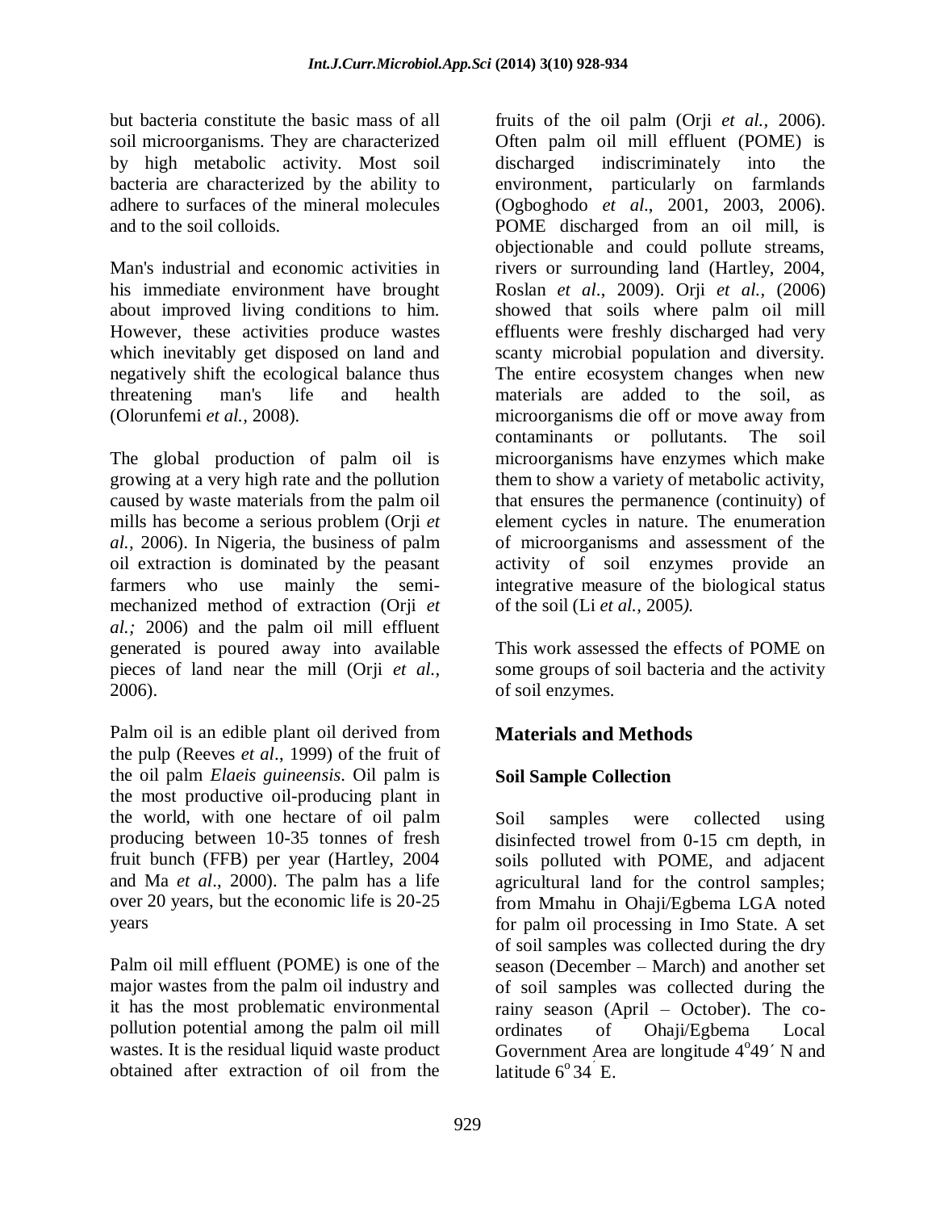but bacteria constitute the basic mass of all soil microorganisms. They are characterized by high metabolic activity. Most soil bacteria are characterized by the ability to adhere to surfaces of the mineral molecules and to the soil colloids.

Man's industrial and economic activities in his immediate environment have brought about improved living conditions to him. However, these activities produce wastes which inevitably get disposed on land and negatively shift the ecological balance thus threatening man's life and health (Olorunfemi *et al.,* 2008).

The global production of palm oil is growing at a very high rate and the pollution caused by waste materials from the palm oil mills has become a serious problem (Orji *et al.,* 2006). In Nigeria, the business of palm oil extraction is dominated by the peasant farmers who use mainly the semi-mechanized method of extraction (Orji *et al.;* 2006) and the palm oil mill effluent generated is poured away into available pieces of land near the mill (Orji *et al.,* 2006).

Palm oil is an edible plant oil derived from the pulp (Reeves *et al*., 1999) of the fruit of the oil palm *Elaeis guineensis*. Oil palm is the most productive oil-producing plant in the world, with one hectare of oil palm producing between 10-35 tonnes of fresh fruit bunch (FFB) per year (Hartley, 2004 and Ma *et al*., 2000). The palm has a life over 20 years, but the economic life is 20-25 years

Palm oil mill effluent (POME) is one of the major wastes from the palm oil industry and it has the most problematic environmental pollution potential among the palm oil mill wastes. It is the residual liquid waste product obtained after extraction of oil from the fruits of the oil palm (Orji *et al.,* 2006). Often palm oil mill effluent (POME) is discharged indiscriminately into the environment, particularly on farmlands (Ogboghodo *et al*., 2001, 2003, 2006). POME discharged from an oil mill, is objectionable and could pollute streams, rivers or surrounding land (Hartley, 2004, Roslan *et al*., 2009). Orji *et al.,* (2006) showed that soils where palm oil mill effluents were freshly discharged had very scanty microbial population and diversity. The entire ecosystem changes when new materials are added to the soil, as microorganisms die off or move away from contaminants or pollutants. The soil microorganisms have enzymes which make them to show a variety of metabolic activity, that ensures the permanence (continuity) of element cycles in nature. The enumeration of microorganisms and assessment of the activity of soil enzymes provide an integrative measure of the biological status of the soil (Li *et al.,* 2005*).*

This work assessed the effects of POME on some groups of soil bacteria and the activity of soil enzymes.

## Materials and Methods

### Soil Sample Collection

Soil samples were collected using disinfected trowel from 0-15 cm depth, in soils polluted with POME, and adjacent agricultural land for the control samples; from Mmahu in Ohaji/Egbema LGA noted for palm oil processing in Imo State. A set of soil samples was collected during the dry season (December – March) and another set of soil samples was collected during the rainy season (April – October). The co-ordinates of Ohaji/Egbema Local Government Area are longitude $4^{o}49'$ N and latitude $6^{o}34'$ E.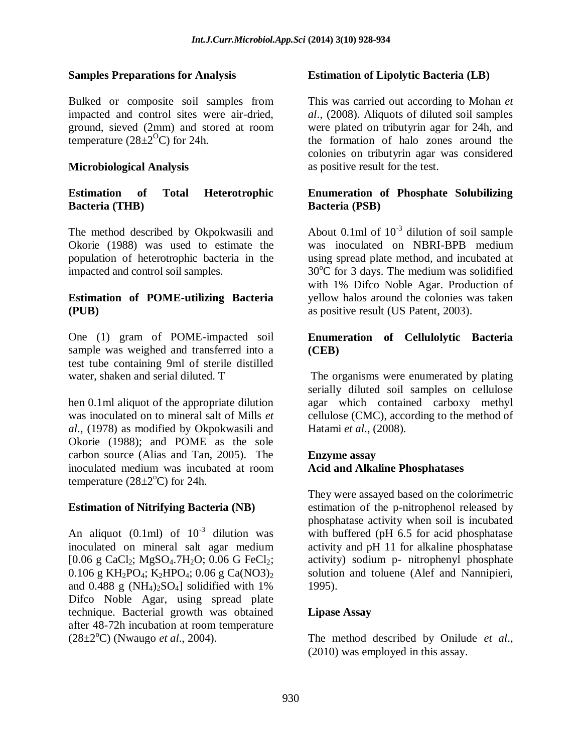### Samples Preparations for Analysis

Bulked or composite soil samples from impacted and control sites were air-dried, ground, sieved (2mm) and stored at room temperature ($28\pm2^{O}C$) for 24h.

### Microbiological Analysis

### Estimation of Total Heterotrophic Bacteria (THB)

The method described by Okpokwasili and Okorie (1988) was used to estimate the population of heterotrophic bacteria in the impacted and control soil samples.

### Estimation of POME-utilizing Bacteria (PUB)

One (1) gram of POME-impacted soil sample was weighed and transferred into a test tube containing 9ml of sterile distilled water, shaken and serial diluted. T

hen 0.1ml aliquot of the appropriate dilution was inoculated on to mineral salt of Mills *et al*., (1978) as modified by Okpokwasili and Okorie (1988); and POME as the sole carbon source (Alias and Tan, 2005). The inoculated medium was incubated at room temperature ($28\pm2^{o}C$) for 24h.

### Estimation of Nitrifying Bacteria (NB)

An aliquot (0.1ml) of $10^{-3}$ dilution was inoculated on mineral salt agar medium [0.06 g $CaCl_2$; $MgSO_4.7H_2O$; 0.06 G $FeCl_2$; 0.106 g $KH_2PO_4$; $K_2HPO_4$; 0.06 g $Ca(NO3)_2$ and 0.488 g $(NH_4)_2SO_4$] solidified with 1% Difco Noble Agar, using spread plate technique. Bacterial growth was obtained after 48-72h incubation at room temperature ($28\pm2^{o}C$) (Nwaugo *et al*., 2004).

### Estimation of Lipolytic Bacteria (LB)

This was carried out according to Mohan *et al*., (2008). Aliquots of diluted soil samples were plated on tributyrin agar for 24h, and the formation of halo zones around the colonies on tributyrin agar was considered as positive result for the test.

### Enumeration of Phosphate Solubilizing Bacteria (PSB)

About 0.1ml of $10^{-3}$ dilution of soil sample was inoculated on NBRI-BPB medium using spread plate method, and incubated at $30^{o}C$ for 3 days. The medium was solidified with 1% Difco Noble Agar. Production of yellow halos around the colonies was taken as positive result (US Patent, 2003).

### Enumeration of Cellulolytic Bacteria (CEB)

The organisms were enumerated by plating serially diluted soil samples on cellulose agar which contained carboxy methyl cellulose (CMC), according to the method of Hatami *et al*., (2008).

### Enzyme assay
### Acid and Alkaline Phosphatases

They were assayed based on the colorimetric estimation of the p-nitrophenol released by phosphatase activity when soil is incubated with buffered (pH 6.5 for acid phosphatase activity and pH 11 for alkaline phosphatase activity) sodium p- nitrophenyl phosphate solution and toluene (Alef and Nannipieri, 1995).

### Lipase Assay

The method described by Onilude *et al*., (2010) was employed in this assay.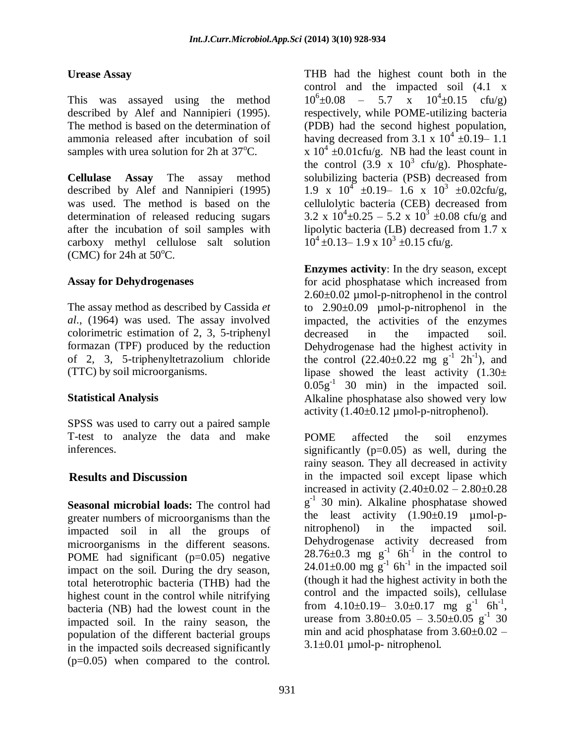### Urease Assay

This was assayed using the method described by Alef and Nannipieri (1995). The method is based on the determination of ammonia released after incubation of soil samples with urea solution for 2h at 37$^o$C.

**Cellulase Assay** The assay method described by Alef and Nannipieri (1995) was used. The method is based on the determination of released reducing sugars after the incubation of soil samples with carboxy methyl cellulose salt solution (CMC) for 24h at 50$^o$C.

### Assay for Dehydrogenases

The assay method as described by Cassida *et al*., (1964) was used. The assay involved colorimetric estimation of 2, 3, 5-triphenyl formazan (TPF) produced by the reduction of 2, 3, 5-triphenyltetrazolium chloride (TTC) by soil microorganisms.

### Statistical Analysis

SPSS was used to carry out a paired sample T-test to analyze the data and make inferences.

## Results and Discussion

**Seasonal microbial loads:** The control had greater numbers of microorganisms than the impacted soil in all the groups of microorganisms in the different seasons. POME had significant ($p=0.05$) negative impact on the soil. During the dry season, total heterotrophic bacteria (THB) had the highest count in the control while nitrifying bacteria (NB) had the lowest count in the impacted soil. In the rainy season, the population of the different bacterial groups in the impacted soils decreased significantly ($p=0.05$) when compared to the control. THB had the highest count both in the control and the impacted soil (4.1 x $10^6$±0.08 – 5.7 x $10^4$±0.15 cfu/g) respectively, while POME-utilizing bacteria (PDB) had the second highest population, having decreased from 3.1 x $10^4$ ±0.19– 1.1 x $10^4$ ±0.01cfu/g. NB had the least count in the control (3.9 x $10^3$ cfu/g). Phosphate-solubilizing bacteria (PSB) decreased from 1.9 x $10^4$ ±0.19– 1.6 x $10^3$ ±0.02cfu/g, cellulolytic bacteria (CEB) decreased from 3.2 x $10^4$±0.25 – 5.2 x $10^3$ ±0.08 cfu/g and lipolytic bacteria (LB) decreased from 1.7 x $10^4$ ±0.13– 1.9 x $10^3$ ±0.15 cfu/g.

**Enzymes activity**: In the dry season, except for acid phosphatase which increased from 2.60±0.02 µmol-p-nitrophenol in the control to 2.90±0.09 µmol-p-nitrophenol in the impacted, the activities of the enzymes decreased in the impacted soil. Dehydrogenase had the highest activity in the control (22.40±0.22 mg $g^{-1}$ $2h^{-1}$), and lipase showed the least activity (1.30± 0.05$g^{-1}$ 30 min) in the impacted soil. Alkaline phosphatase also showed very low activity (1.40±0.12 µmol-p-nitrophenol).

POME affected the soil enzymes significantly ($p=0.05$) as well, during the rainy season. They all decreased in activity in the impacted soil except lipase which increased in activity (2.40±0.02 – 2.80±0.28 $g^{-1}$ 30 min). Alkaline phosphatase showed the least activity (1.90±0.19 µmol-p-nitrophenol) in the impacted soil. Dehydrogenase activity decreased from 28.76±0.3 mg $g^{-1}$ $6h^{-1}$ in the control to 24.01±0.00 mg $g^{-1}$ $6h^{-1}$ in the impacted soil (though it had the highest activity in both the control and the impacted soils), cellulase from 4.10±0.19– 3.0±0.17 mg $g^{-1}$ $6h^{-1}$, urease from 3.80±0.05 – 3.50±0.05 $g^{-1}$ 30 min and acid phosphatase from 3.60±0.02 – 3.1±0.01 µmol-p- nitrophenol.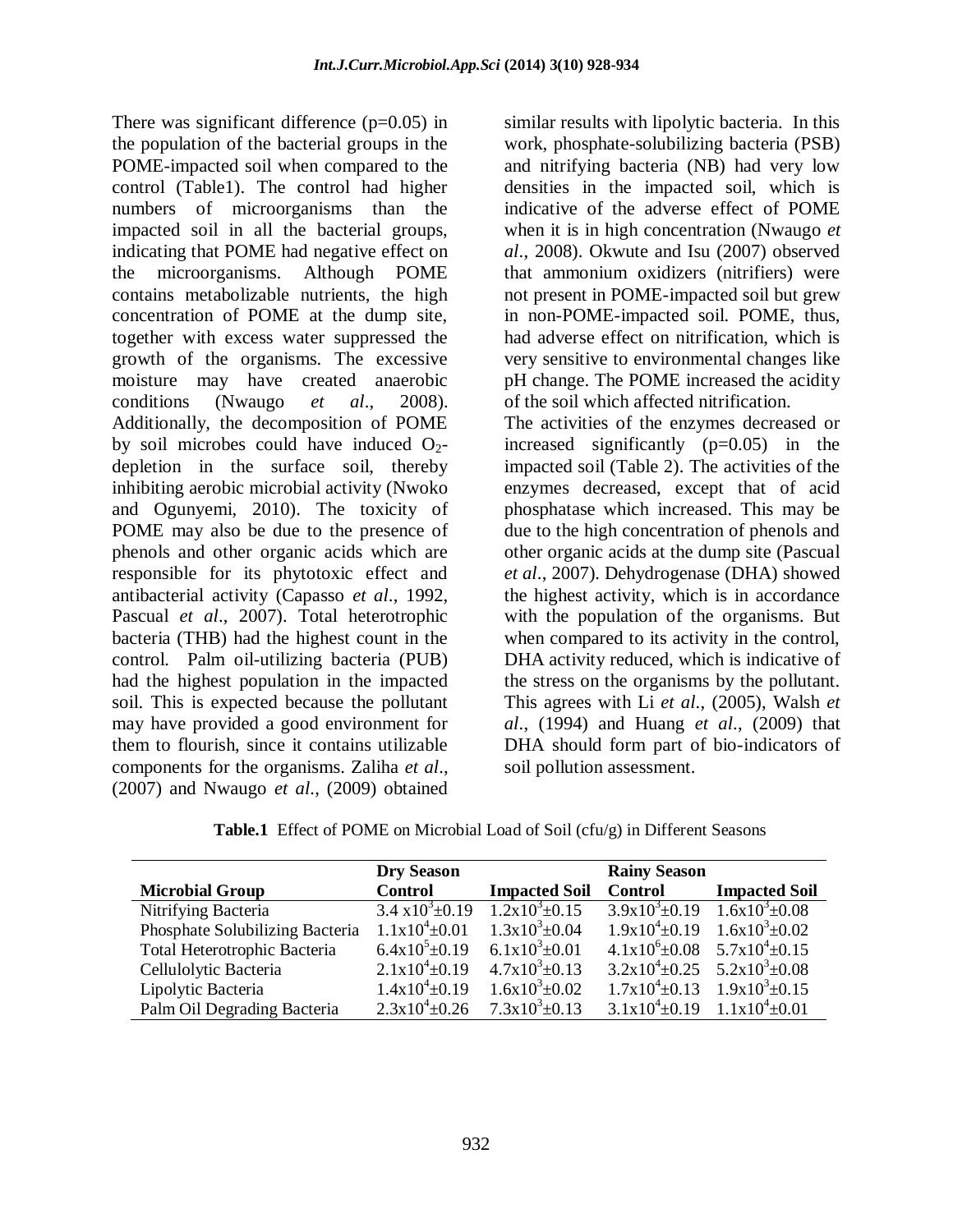There was significant difference (p=0.05) in the population of the bacterial groups in the POME-impacted soil when compared to the control (Table1). The control had higher numbers of microorganisms than the impacted soil in all the bacterial groups, indicating that POME had negative effect on the microorganisms. Although POME contains metabolizable nutrients, the high concentration of POME at the dump site, together with excess water suppressed the growth of the organisms. The excessive moisture may have created anaerobic conditions (Nwaugo *et al*., 2008). Additionally, the decomposition of POME by soil microbes could have induced $O_2$-depletion in the surface soil, thereby inhibiting aerobic microbial activity (Nwoko and Ogunyemi, 2010). The toxicity of POME may also be due to the presence of phenols and other organic acids which are responsible for its phytotoxic effect and antibacterial activity (Capasso *et al*., 1992, Pascual *et al*., 2007). Total heterotrophic bacteria (THB) had the highest count in the control. Palm oil-utilizing bacteria (PUB) had the highest population in the impacted soil. This is expected because the pollutant may have provided a good environment for them to flourish, since it contains utilizable components for the organisms. Zaliha *et al*., (2007) and Nwaugo *et al*., (2009) obtained similar results with lipolytic bacteria. In this work, phosphate-solubilizing bacteria (PSB) and nitrifying bacteria (NB) had very low densities in the impacted soil, which is indicative of the adverse effect of POME when it is in high concentration (Nwaugo *et al*., 2008). Okwute and Isu (2007) observed that ammonium oxidizers (nitrifiers) were not present in POME-impacted soil but grew in non-POME-impacted soil. POME, thus, had adverse effect on nitrification, which is very sensitive to environmental changes like pH change. The POME increased the acidity of the soil which affected nitrification.

The activities of the enzymes decreased or increased significantly (p=0.05) in the impacted soil (Table 2). The activities of the enzymes decreased, except that of acid phosphatase which increased. This may be due to the high concentration of phenols and other organic acids at the dump site (Pascual *et al*., 2007). Dehydrogenase (DHA) showed the highest activity, which is in accordance with the population of the organisms. But when compared to its activity in the control, DHA activity reduced, which is indicative of the stress on the organisms by the pollutant. This agrees with Li *et al*., (2005), Walsh *et al*., (1994) and Huang *et al*., (2009) that DHA should form part of bio-indicators of soil pollution assessment.

**Table.1** Effect of POME on Microbial Load of Soil (cfu/g) in Different Seasons

| | **Dry Season** | | **Rainy Season** | |
|---|---|---|---|---|
| **Microbial Group** | **Control** | **Impacted Soil** | **Control** | **Impacted Soil** |
| Nitrifying Bacteria | $3.4\times10^3\pm0.19$ | $1.2\times10^3\pm0.15$ | $3.9\times10^3\pm0.19$ | $1.6\times10^3\pm0.08$ |
| Phosphate Solubilizing Bacteria | $1.1\times10^4\pm0.01$ | $1.3\times10^3\pm0.04$ | $1.9\times10^4\pm0.19$ | $1.6\times10^3\pm0.02$ |
| Total Heterotrophic Bacteria | $6.4\times10^5\pm0.19$ | $6.1\times10^3\pm0.01$ | $4.1\times10^6\pm0.08$ | $5.7\times10^4\pm0.15$ |
| Cellulolytic Bacteria | $2.1\times10^4\pm0.19$ | $4.7\times10^3\pm0.13$ | $3.2\times10^4\pm0.25$ | $5.2\times10^3\pm0.08$ |
| Lipolytic Bacteria | $1.4\times10^4\pm0.19$ | $1.6\times10^3\pm0.02$ | $1.7\times10^4\pm0.13$ | $1.9\times10^3\pm0.15$ |
| Palm Oil Degrading Bacteria | $2.3\times10^4\pm0.26$ | $7.3\times10^3\pm0.13$ | $3.1\times10^4\pm0.19$ | $1.1\times10^4\pm0.01$ |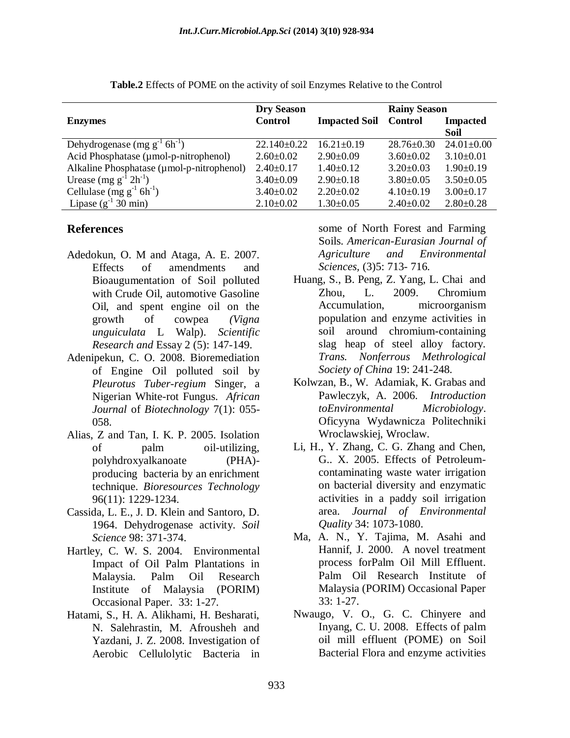**Table.2** Effects of POME on the activity of soil Enzymes Relative to the Control

| Enzymes | Dry Season | | Rainy Season | |
|---|---|---|---|---|
| | Control | Impacted Soil | Control | Impacted Soil |
| Dehydrogenase (mg $g^{-1}$ $6h^{-1}$) | 22.140±0.22 | 16.21±0.19 | 28.76±0.30 | 24.01±0.00 |
| Acid Phosphatase (µmol-p-nitrophenol) | 2.60±0.02 | 2.90±0.09 | 3.60±0.02 | 3.10±0.01 |
| Alkaline Phosphatase (µmol-p-nitrophenol) | 2.40±0.17 | 1.40±0.12 | 3.20±0.03 | 1.90±0.19 |
| Urease (mg $g^{-1}$ $2h^{-1}$) | 3.40±0.09 | 2.90±0.18 | 3.80±0.05 | 3.50±0.05 |
| Cellulase (mg $g^{-1}$ $6h^{-1}$) | 3.40±0.02 | 2.20±0.02 | 4.10±0.19 | 3.00±0.17 |
| Lipase ($g^{-1}$ 30 min) | 2.10±0.02 | 1.30±0.05 | 2.40±0.02 | 2.80±0.28 |

## References

- Adedokun, O. M and Ataga, A. E. 2007. Effects of amendments and Bioaugumentation of Soil polluted with Crude Oil, automotive Gasoline Oil, and spent engine oil on the growth of cowpea *(Vigna unguiculata* L Walp). *Scientific Research and* Essay 2 (5): 147-149.
- Adenipekun, C. O. 2008. Bioremediation of Engine Oil polluted soil by *Pleurotus Tuber-regium* Singer, a Nigerian White-rot Fungus. *African Journal* of *Biotechnology* 7(1): 055-058.
- Alias, Z and Tan, I. K. P. 2005. Isolation of palm oil-utilizing, polyhdroxyalkanoate (PHA)-producing bacteria by an enrichment technique. *Bioresources Technology* 96(11): 1229-1234.
- Cassida, L. E., J. D. Klein and Santoro, D. 1964. Dehydrogenase activity. *Soil Science* 98: 371-374.
- Hartley, C. W. S. 2004. Environmental Impact of Oil Palm Plantations in Malaysia. Palm Oil Research Institute of Malaysia (PORIM) Occasional Paper. 33: 1-27.
- Hatami, S., H. A. Alikhami, H. Besharati, N. Salehrastin, M. Afrousheh and Yazdani, J. Z. 2008. Investigation of Aerobic Cellulolytic Bacteria in some of North Forest and Farming Soils. *American-Eurasian Journal of Agriculture and Environmental Sciences,* (3)5: 713- 716.
- Huang, S., B. Peng, Z. Yang, L. Chai and Zhou, L. 2009. Chromium Accumulation, microorganism population and enzyme activities in soil around chromium-containing slag heap of steel alloy factory. *Trans. Nonferrous Methrological Society of China* 19: 241-248.
- Kolwzan, B., W. Adamiak, K. Grabas and Pawleczyk, A. 2006. *Introduction toEnvironmental Microbiology*. Oficyyna Wydawnicza Politechniki Wroclawskiej, Wroclaw.
- Li, H., Y. Zhang, C. G. Zhang and Chen, G.. X. 2005. Effects of Petroleum-contaminating waste water irrigation on bacterial diversity and enzymatic activities in a paddy soil irrigation area. *Journal of Environmental Quality* 34: 1073-1080.
- Ma, A. N., Y. Tajima, M. Asahi and Hannif, J. 2000. A novel treatment process forPalm Oil Mill Effluent. Palm Oil Research Institute of Malaysia (PORIM) Occasional Paper 33: 1-27.
- Nwaugo, V. O., G. C. Chinyere and Inyang, C. U. 2008. Effects of palm oil mill effluent (POME) on Soil Bacterial Flora and enzyme activities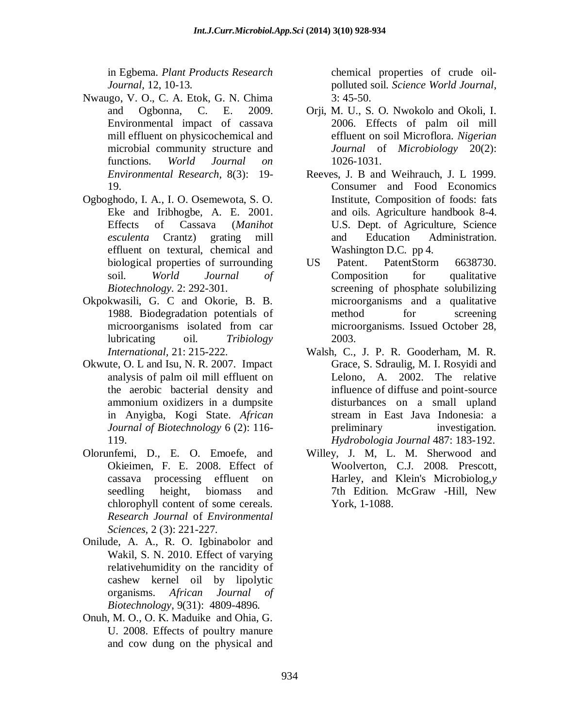in Egbema. *Plant Products Research Journal*, 12, 10-13.

Nwaugo, V. O., C. A. Etok, G. N. Chima and Ogbonna, C. E. 2009. Environmental impact of cassava mill effluent on physicochemical and microbial community structure and functions. *World Journal on Environmental Research*, 8(3): 19-19.

Ogboghodo, I. A., I. O. Osemewota, S. O. Eke and Iribhogbe, A. E. 2001. Effects of Cassava (*Manihot esculenta* Crantz) grating mill effluent on textural, chemical and biological properties of surrounding soil. *World Journal of Biotechnology*. 2: 292-301.

Okpokwasili, G. C and Okorie, B. B. 1988. Biodegradation potentials of microorganisms isolated from car lubricating oil. *Tribiology International*, 21: 215-222.

Okwute, O. L and Isu, N. R. 2007. Impact analysis of palm oil mill effluent on the aerobic bacterial density and ammonium oxidizers in a dumpsite in Anyigba, Kogi State. *African Journal of Biotechnology* 6 (2): 116-119.

Olorunfemi, D., E. O. Emoefe, and Okieimen, F. E. 2008. Effect of cassava processing effluent on seedling height, biomass and chlorophyll content of some cereals. *Research Journal* of *Environmental Sciences*, 2 (3): 221-227.

Onilude, A. A., R. O. Igbinabolor and Wakil, S. N. 2010. Effect of varying relativehumidity on the rancidity of cashew kernel oil by lipolytic organisms. *African Journal of Biotechnology*, 9(31): 4809-4896.

Onuh, M. O., O. K. Maduike and Ohia, G. U. 2008. Effects of poultry manure and cow dung on the physical and chemical properties of crude oil-polluted soil. *Science World Journal*, 3: 45-50.

Orji, M. U., S. O. Nwokolo and Okoli, I. 2006. Effects of palm oil mill effluent on soil Microflora. *Nigerian Journal* of *Microbiology* 20(2): 1026-1031.

Reeves, J. B and Weihrauch, J. L 1999. Consumer and Food Economics Institute, Composition of foods: fats and oils. Agriculture handbook 8-4. U.S. Dept. of Agriculture, Science and Education Administration. Washington D.C. pp 4.

US Patent. PatentStorm 6638730. Composition for qualitative screening of phosphate solubilizing microorganisms and a qualitative method for screening microorganisms. Issued October 28, 2003.

Walsh, C., J. P. R. Gooderham, M. R. Grace, S. Sdraulig, M. I. Rosyidi and Lelono, A. 2002. The relative influence of diffuse and point-source disturbances on a small upland stream in East Java Indonesia: a preliminary investigation. *Hydrobologia Journal* 487: 183-192.

Willey, J. M, L. M. Sherwood and Woolverton, C.J. 2008. Prescott, Harley, and Klein's Microbiolog,*y* 7th Edition. McGraw -Hill, New York, 1-1088.